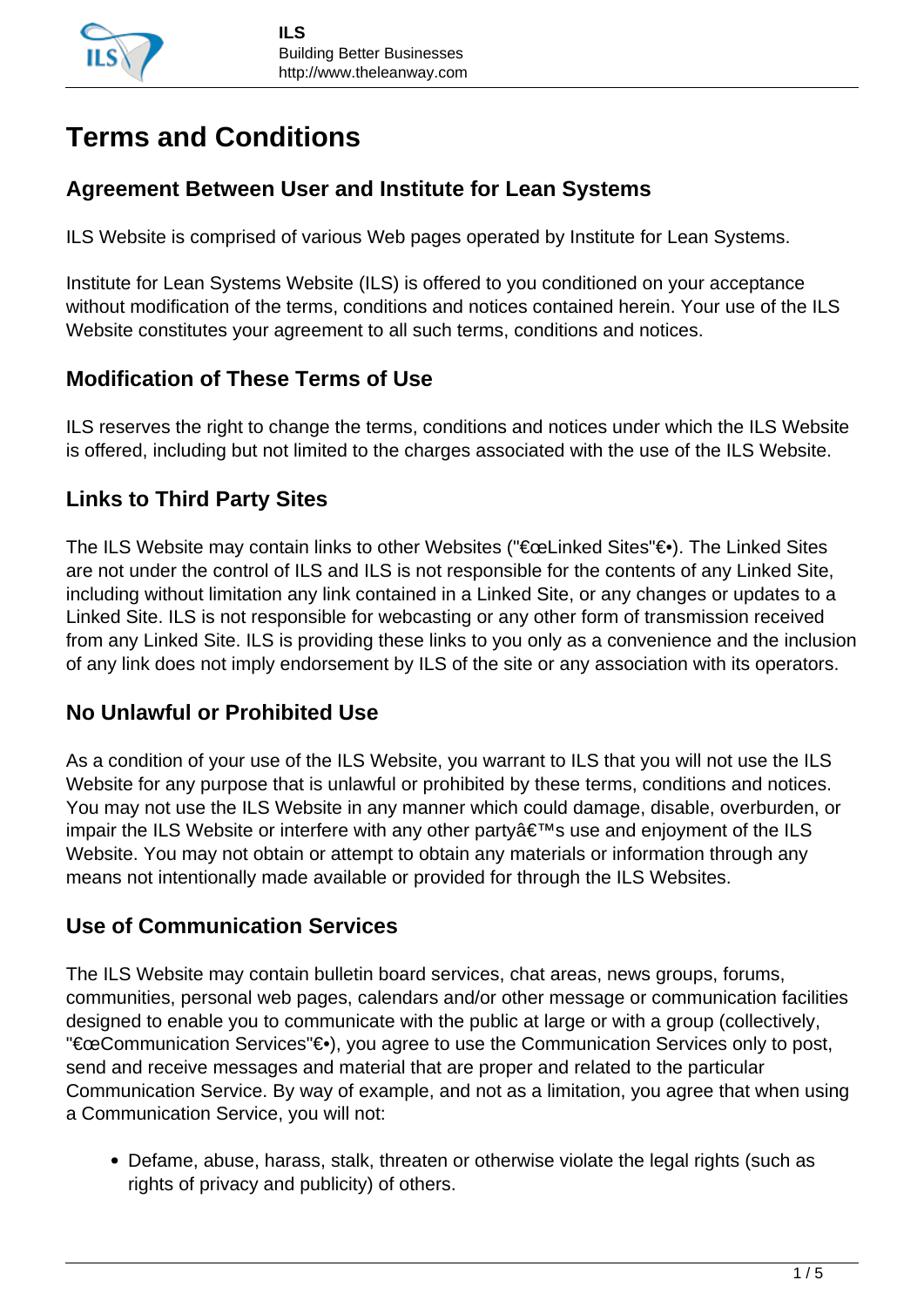# Terms and Conditions

## Agreement Between User and Institute for Lean Systems

ILS Website is comprised of various Web pages operated by Institute for Lean Systems.

Institute for Lean Systems Website (ILS) is offered to you conditioned on your acceptance without modification of the terms, conditions and notices contained herein. Your use of the ILS Website constitutes your agreement to all such terms, conditions and notices.

## Modification of These Terms of Use

ILS reserves the right to change the terms, conditions and notices under which the ILS Website is offered, including but not limited to the charges associated with the use of the ILS Website.

## Links to Third Party Sites

The ILS Website may contain links to other Websites ("€œLinked Sites"€•). The Linked Sites are not under the control of ILS and ILS is not responsible for the contents of any Linked Site, including without limitation any link contained in a Linked Site, or any changes or updates to a Linked Site. ILS is not responsible for webcasting or any other form of transmission received from any Linked Site. ILS is providing these links to you only as a convenience and the inclusion of any link does not imply endorsement by ILS of the site or any association with its operators.

## No Unlawful or Prohibited Use

As a condition of your use of the ILS Website, you warrant to ILS that you will not use the ILS Website for any purpose that is unlawful or prohibited by these terms, conditions and notices. You may not use the ILS Website in any manner which could damage, disable, overburden, or impair the ILS Website or interfere with any other partyâ€™s use and enjoyment of the ILS Website. You may not obtain or attempt to obtain any materials or information through any means not intentionally made available or provided for through the ILS Websites.

## Use of Communication Services

The ILS Website may contain bulletin board services, chat areas, news groups, forums, communities, personal web pages, calendars and/or other message or communication facilities designed to enable you to communicate with the public at large or with a group (collectively, "€œCommunication Services"€•), you agree to use the Communication Services only to post, send and receive messages and material that are proper and related to the particular Communication Service. By way of example, and not as a limitation, you agree that when using a Communication Service, you will not:

- Defame, abuse, harass, stalk, threaten or otherwise violate the legal rights (such as rights of privacy and publicity) of others.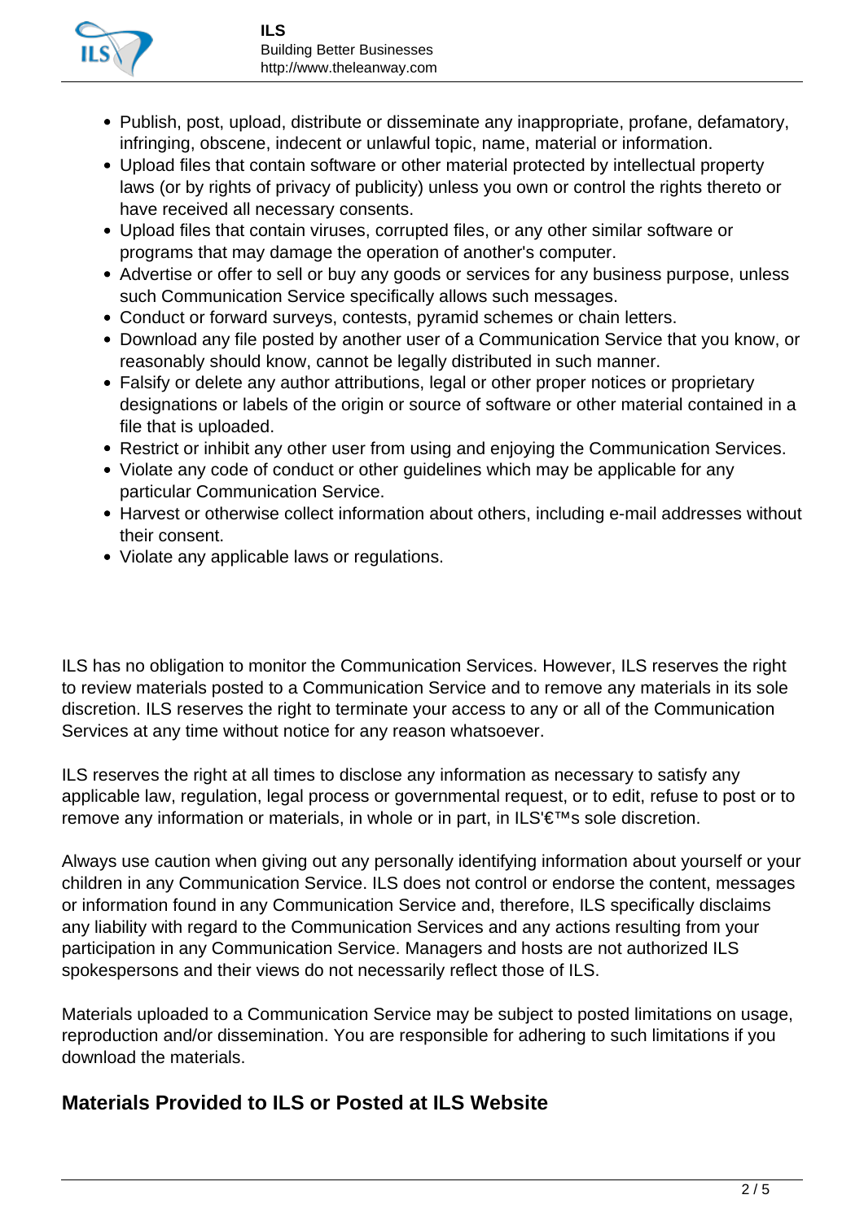- Publish, post, upload, distribute or disseminate any inappropriate, profane, defamatory, infringing, obscene, indecent or unlawful topic, name, material or information.
- Upload files that contain software or other material protected by intellectual property laws (or by rights of privacy of publicity) unless you own or control the rights thereto or have received all necessary consents.
- Upload files that contain viruses, corrupted files, or any other similar software or programs that may damage the operation of another's computer.
- Advertise or offer to sell or buy any goods or services for any business purpose, unless such Communication Service specifically allows such messages.
- Conduct or forward surveys, contests, pyramid schemes or chain letters.
- Download any file posted by another user of a Communication Service that you know, or reasonably should know, cannot be legally distributed in such manner.
- Falsify or delete any author attributions, legal or other proper notices or proprietary designations or labels of the origin or source of software or other material contained in a file that is uploaded.
- Restrict or inhibit any other user from using and enjoying the Communication Services.
- Violate any code of conduct or other guidelines which may be applicable for any particular Communication Service.
- Harvest or otherwise collect information about others, including e-mail addresses without their consent.
- Violate any applicable laws or regulations.

ILS has no obligation to monitor the Communication Services. However, ILS reserves the right to review materials posted to a Communication Service and to remove any materials in its sole discretion. ILS reserves the right to terminate your access to any or all of the Communication Services at any time without notice for any reason whatsoever.

ILS reserves the right at all times to disclose any information as necessary to satisfy any applicable law, regulation, legal process or governmental request, or to edit, refuse to post or to remove any information or materials, in whole or in part, in ILS'€™s sole discretion.

Always use caution when giving out any personally identifying information about yourself or your children in any Communication Service. ILS does not control or endorse the content, messages or information found in any Communication Service and, therefore, ILS specifically disclaims any liability with regard to the Communication Services and any actions resulting from your participation in any Communication Service. Managers and hosts are not authorized ILS spokespersons and their views do not necessarily reflect those of ILS.

Materials uploaded to a Communication Service may be subject to posted limitations on usage, reproduction and/or dissemination. You are responsible for adhering to such limitations if you download the materials.

## Materials Provided to ILS or Posted at ILS Website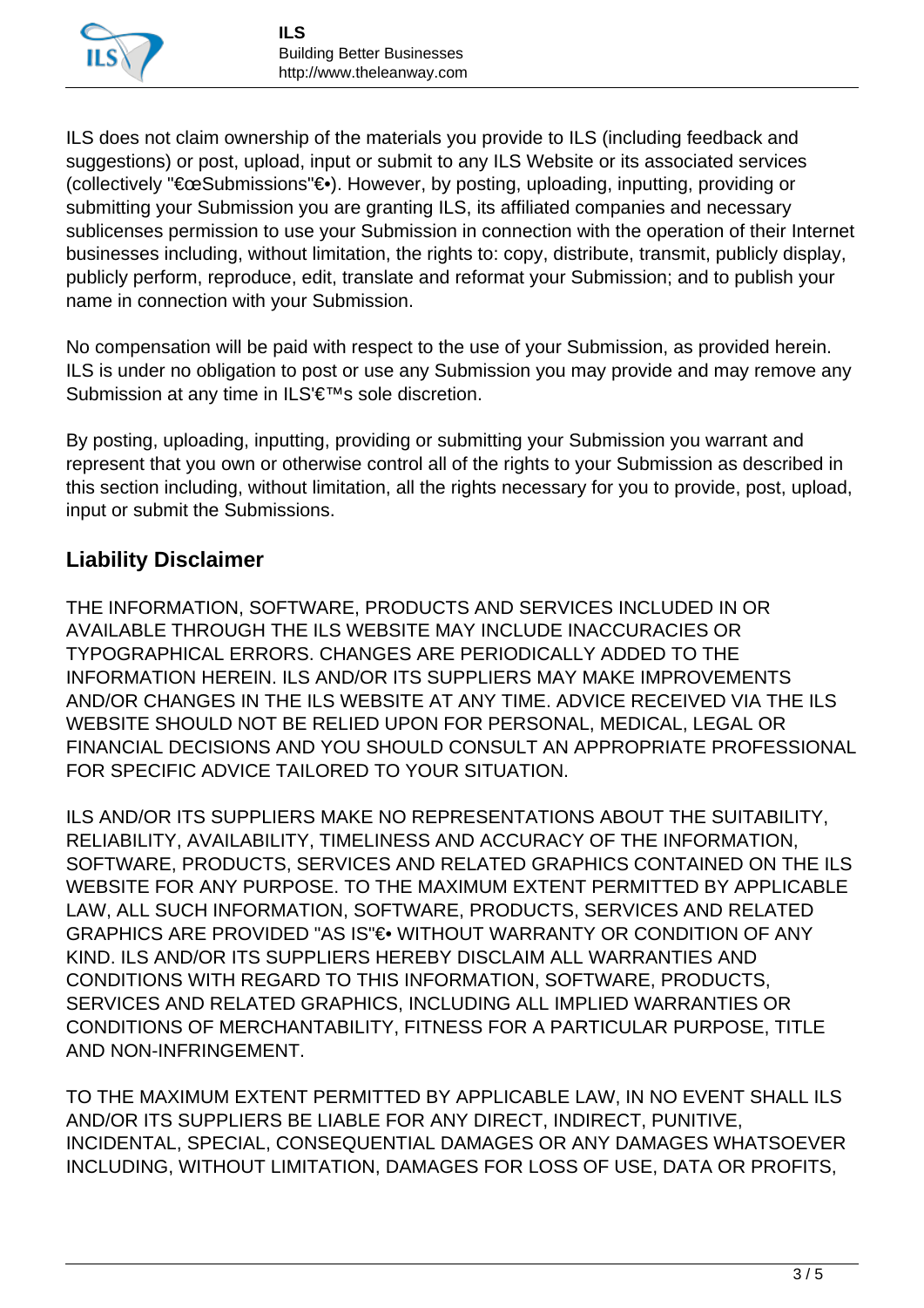ILS does not claim ownership of the materials you provide to ILS (including feedback and suggestions) or post, upload, input or submit to any ILS Website or its associated services (collectively "€œSubmissions"€•). However, by posting, uploading, inputting, providing or submitting your Submission you are granting ILS, its affiliated companies and necessary sublicenses permission to use your Submission in connection with the operation of their Internet businesses including, without limitation, the rights to: copy, distribute, transmit, publicly display, publicly perform, reproduce, edit, translate and reformat your Submission; and to publish your name in connection with your Submission.

No compensation will be paid with respect to the use of your Submission, as provided herein. ILS is under no obligation to post or use any Submission you may provide and may remove any Submission at any time in ILS'€™s sole discretion.

By posting, uploading, inputting, providing or submitting your Submission you warrant and represent that you own or otherwise control all of the rights to your Submission as described in this section including, without limitation, all the rights necessary for you to provide, post, upload, input or submit the Submissions.

### Liability Disclaimer

THE INFORMATION, SOFTWARE, PRODUCTS AND SERVICES INCLUDED IN OR AVAILABLE THROUGH THE ILS WEBSITE MAY INCLUDE INACCURACIES OR TYPOGRAPHICAL ERRORS. CHANGES ARE PERIODICALLY ADDED TO THE INFORMATION HEREIN. ILS AND/OR ITS SUPPLIERS MAY MAKE IMPROVEMENTS AND/OR CHANGES IN THE ILS WEBSITE AT ANY TIME. ADVICE RECEIVED VIA THE ILS WEBSITE SHOULD NOT BE RELIED UPON FOR PERSONAL, MEDICAL, LEGAL OR FINANCIAL DECISIONS AND YOU SHOULD CONSULT AN APPROPRIATE PROFESSIONAL FOR SPECIFIC ADVICE TAILORED TO YOUR SITUATION.

ILS AND/OR ITS SUPPLIERS MAKE NO REPRESENTATIONS ABOUT THE SUITABILITY, RELIABILITY, AVAILABILITY, TIMELINESS AND ACCURACY OF THE INFORMATION, SOFTWARE, PRODUCTS, SERVICES AND RELATED GRAPHICS CONTAINED ON THE ILS WEBSITE FOR ANY PURPOSE. TO THE MAXIMUM EXTENT PERMITTED BY APPLICABLE LAW, ALL SUCH INFORMATION, SOFTWARE, PRODUCTS, SERVICES AND RELATED GRAPHICS ARE PROVIDED "AS IS"€• WITHOUT WARRANTY OR CONDITION OF ANY KIND. ILS AND/OR ITS SUPPLIERS HEREBY DISCLAIM ALL WARRANTIES AND CONDITIONS WITH REGARD TO THIS INFORMATION, SOFTWARE, PRODUCTS, SERVICES AND RELATED GRAPHICS, INCLUDING ALL IMPLIED WARRANTIES OR CONDITIONS OF MERCHANTABILITY, FITNESS FOR A PARTICULAR PURPOSE, TITLE AND NON-INFRINGEMENT.

TO THE MAXIMUM EXTENT PERMITTED BY APPLICABLE LAW, IN NO EVENT SHALL ILS AND/OR ITS SUPPLIERS BE LIABLE FOR ANY DIRECT, INDIRECT, PUNITIVE, INCIDENTAL, SPECIAL, CONSEQUENTIAL DAMAGES OR ANY DAMAGES WHATSOEVER INCLUDING, WITHOUT LIMITATION, DAMAGES FOR LOSS OF USE, DATA OR PROFITS,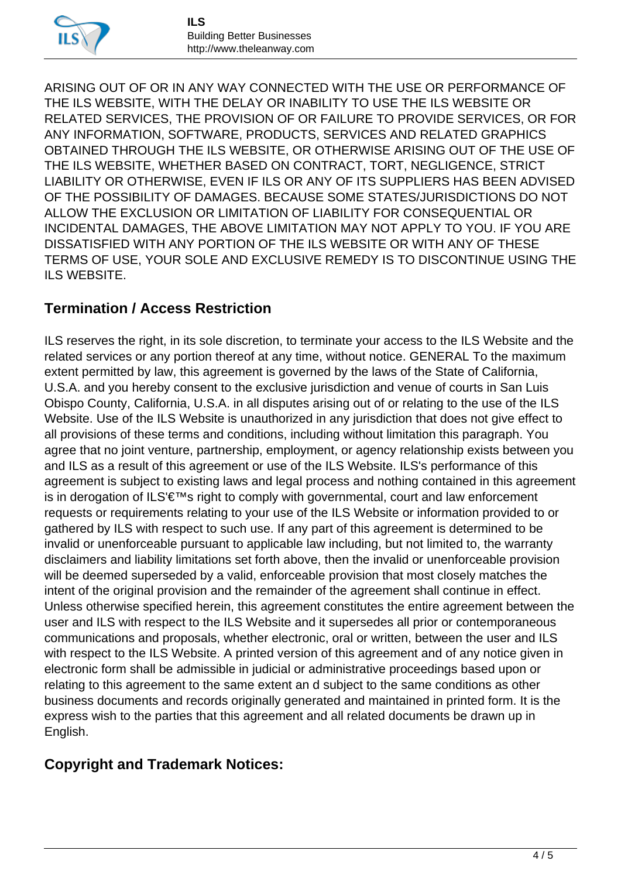ARISING OUT OF OR IN ANY WAY CONNECTED WITH THE USE OR PERFORMANCE OF THE ILS WEBSITE, WITH THE DELAY OR INABILITY TO USE THE ILS WEBSITE OR RELATED SERVICES, THE PROVISION OF OR FAILURE TO PROVIDE SERVICES, OR FOR ANY INFORMATION, SOFTWARE, PRODUCTS, SERVICES AND RELATED GRAPHICS OBTAINED THROUGH THE ILS WEBSITE, OR OTHERWISE ARISING OUT OF THE USE OF THE ILS WEBSITE, WHETHER BASED ON CONTRACT, TORT, NEGLIGENCE, STRICT LIABILITY OR OTHERWISE, EVEN IF ILS OR ANY OF ITS SUPPLIERS HAS BEEN ADVISED OF THE POSSIBILITY OF DAMAGES. BECAUSE SOME STATES/JURISDICTIONS DO NOT ALLOW THE EXCLUSION OR LIMITATION OF LIABILITY FOR CONSEQUENTIAL OR INCIDENTAL DAMAGES, THE ABOVE LIMITATION MAY NOT APPLY TO YOU. IF YOU ARE DISSATISFIED WITH ANY PORTION OF THE ILS WEBSITE OR WITH ANY OF THESE TERMS OF USE, YOUR SOLE AND EXCLUSIVE REMEDY IS TO DISCONTINUE USING THE ILS WEBSITE.

## Termination / Access Restriction

ILS reserves the right, in its sole discretion, to terminate your access to the ILS Website and the related services or any portion thereof at any time, without notice. GENERAL To the maximum extent permitted by law, this agreement is governed by the laws of the State of California, U.S.A. and you hereby consent to the exclusive jurisdiction and venue of courts in San Luis Obispo County, California, U.S.A. in all disputes arising out of or relating to the use of the ILS Website. Use of the ILS Website is unauthorized in any jurisdiction that does not give effect to all provisions of these terms and conditions, including without limitation this paragraph. You agree that no joint venture, partnership, employment, or agency relationship exists between you and ILS as a result of this agreement or use of the ILS Website. ILS's performance of this agreement is subject to existing laws and legal process and nothing contained in this agreement is in derogation of ILS'€™s right to comply with governmental, court and law enforcement requests or requirements relating to your use of the ILS Website or information provided to or gathered by ILS with respect to such use. If any part of this agreement is determined to be invalid or unenforceable pursuant to applicable law including, but not limited to, the warranty disclaimers and liability limitations set forth above, then the invalid or unenforceable provision will be deemed superseded by a valid, enforceable provision that most closely matches the intent of the original provision and the remainder of the agreement shall continue in effect. Unless otherwise specified herein, this agreement constitutes the entire agreement between the user and ILS with respect to the ILS Website and it supersedes all prior or contemporaneous communications and proposals, whether electronic, oral or written, between the user and ILS with respect to the ILS Website. A printed version of this agreement and of any notice given in electronic form shall be admissible in judicial or administrative proceedings based upon or relating to this agreement to the same extent an d subject to the same conditions as other business documents and records originally generated and maintained in printed form. It is the express wish to the parties that this agreement and all related documents be drawn up in English.

## Copyright and Trademark Notices: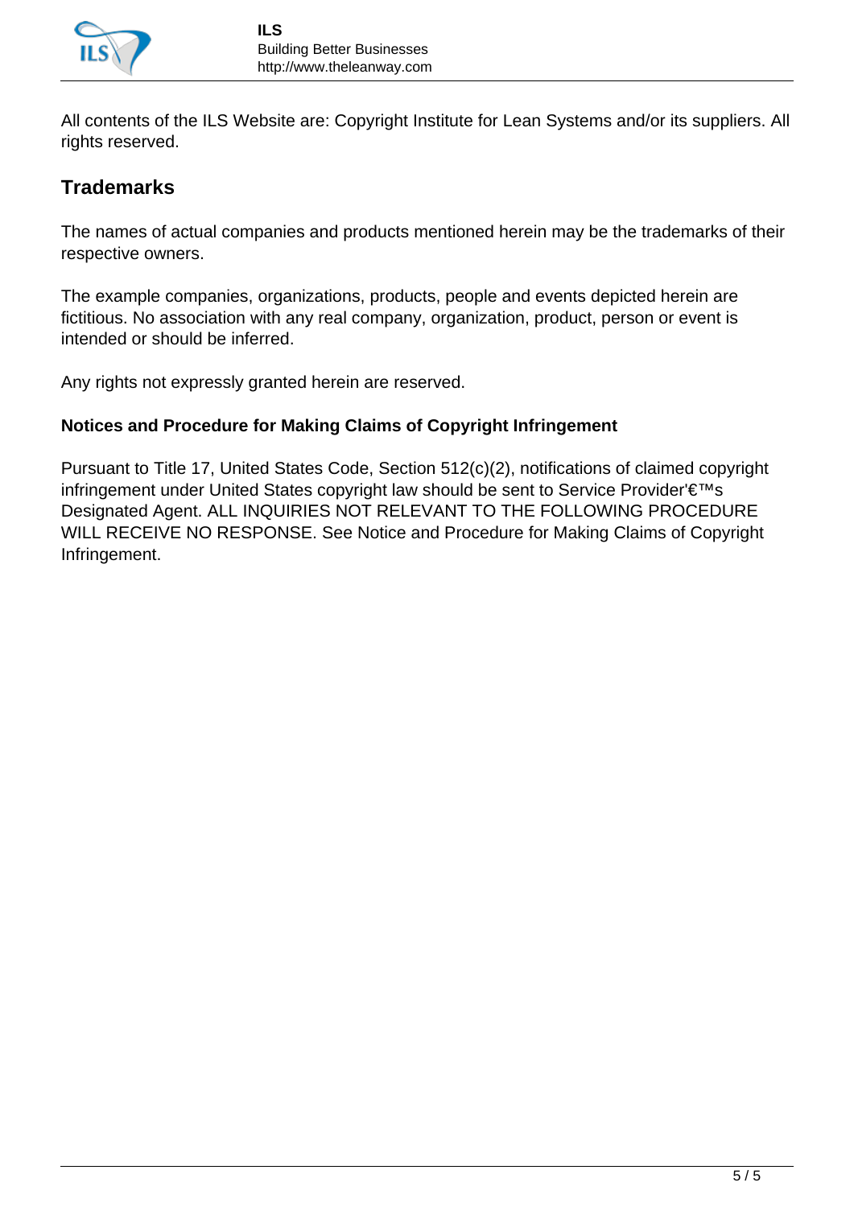All contents of the ILS Website are: Copyright Institute for Lean Systems and/or its suppliers. All rights reserved.

## Trademarks

The names of actual companies and products mentioned herein may be the trademarks of their respective owners.

The example companies, organizations, products, people and events depicted herein are fictitious. No association with any real company, organization, product, person or event is intended or should be inferred.

Any rights not expressly granted herein are reserved.

**Notices and Procedure for Making Claims of Copyright Infringement**

Pursuant to Title 17, United States Code, Section 512(c)(2), notifications of claimed copyright infringement under United States copyright law should be sent to Service Provider'€™s Designated Agent. ALL INQUIRIES NOT RELEVANT TO THE FOLLOWING PROCEDURE WILL RECEIVE NO RESPONSE. See Notice and Procedure for Making Claims of Copyright Infringement.